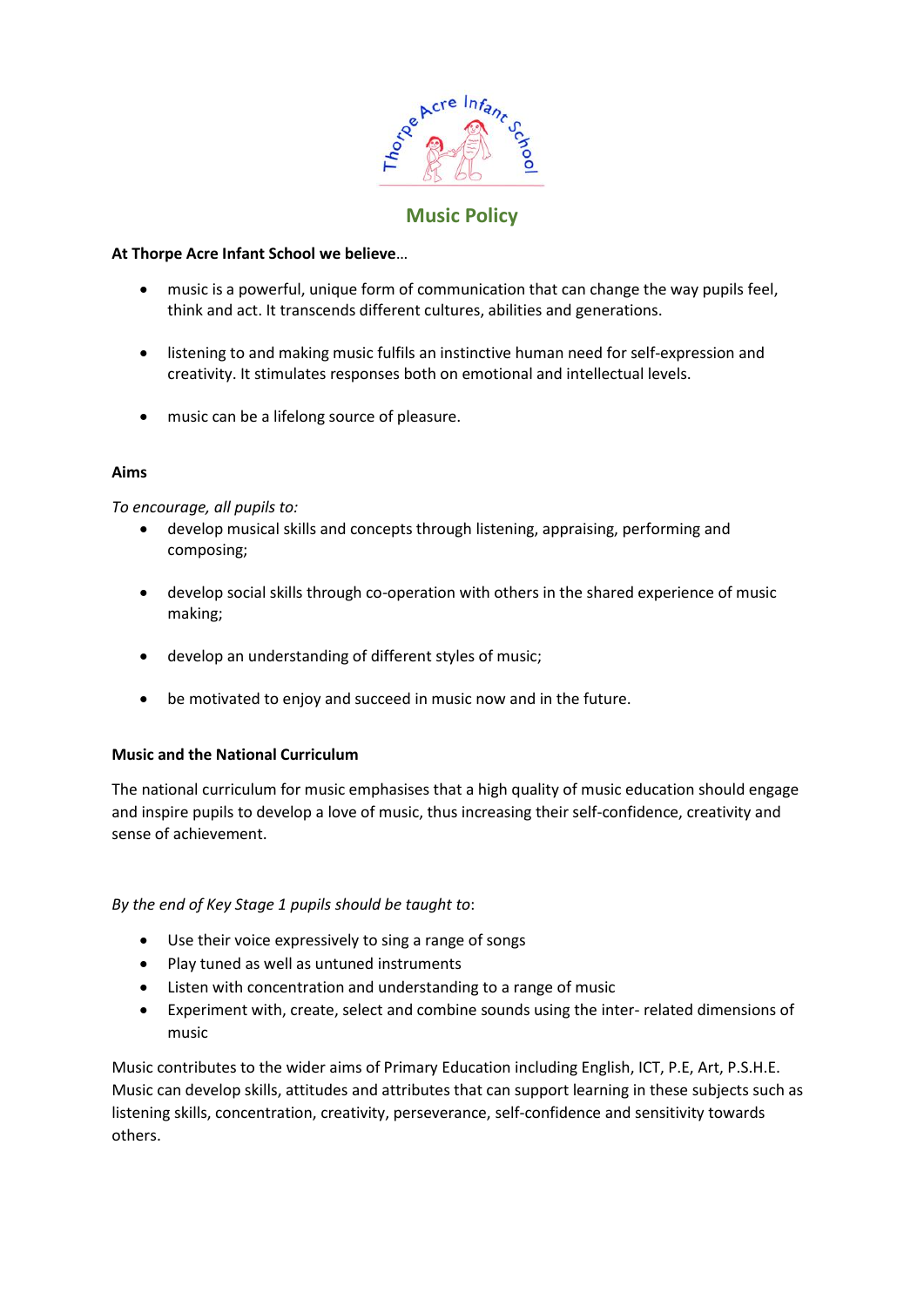# Music Policy

**At Thorpe Acre Infant School we believe**…

- music is a powerful, unique form of communication that can change the way pupils feel, think and act. It transcends different cultures, abilities and generations.
- listening to and making music fulfils an instinctive human need for self-expression and creativity. It stimulates responses both on emotional and intellectual levels.
- music can be a lifelong source of pleasure.

**Aims**

*To encourage, all pupils to:*

- develop musical skills and concepts through listening, appraising, performing and composing;
- develop social skills through co-operation with others in the shared experience of music making;
- develop an understanding of different styles of music;
- be motivated to enjoy and succeed in music now and in the future.

**Music and the National Curriculum**

The national curriculum for music emphasises that a high quality of music education should engage and inspire pupils to develop a love of music, thus increasing their self-confidence, creativity and sense of achievement.

*By the end of Key Stage 1 pupils should be taught to*:

- Use their voice expressively to sing a range of songs
- Play tuned as well as untuned instruments
- Listen with concentration and understanding to a range of music
- Experiment with, create, select and combine sounds using the inter- related dimensions of music

Music contributes to the wider aims of Primary Education including English, ICT, P.E, Art, P.S.H.E. Music can develop skills, attitudes and attributes that can support learning in these subjects such as listening skills, concentration, creativity, perseverance, self-confidence and sensitivity towards others.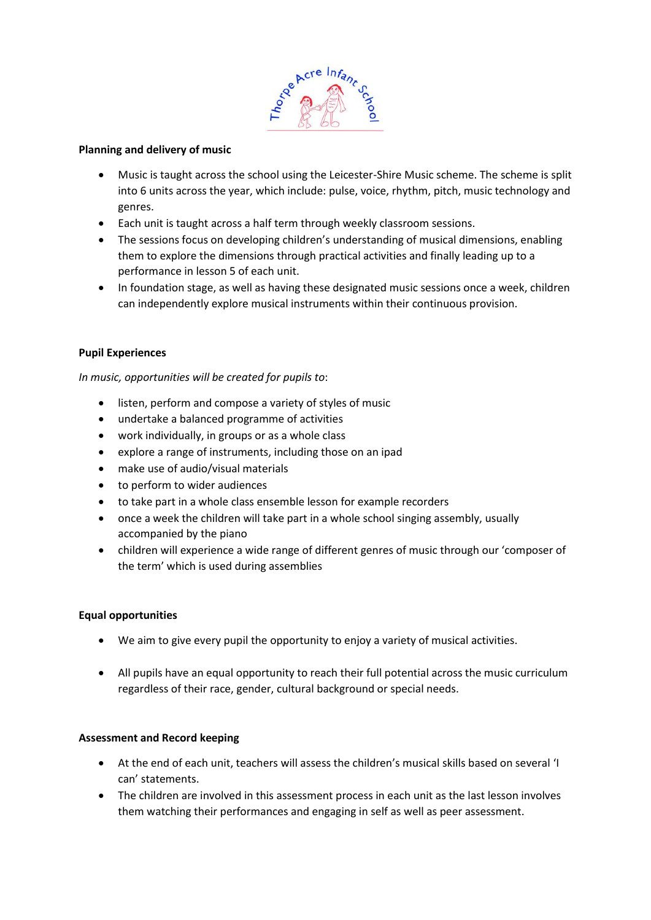**Planning and delivery of music**

- Music is taught across the school using the Leicester-Shire Music scheme. The scheme is split into 6 units across the year, which include: pulse, voice, rhythm, pitch, music technology and genres.
- Each unit is taught across a half term through weekly classroom sessions.
- The sessions focus on developing children's understanding of musical dimensions, enabling them to explore the dimensions through practical activities and finally leading up to a performance in lesson 5 of each unit.
- In foundation stage, as well as having these designated music sessions once a week, children can independently explore musical instruments within their continuous provision.

**Pupil Experiences**

*In music, opportunities will be created for pupils to*:

- listen, perform and compose a variety of styles of music
- undertake a balanced programme of activities
- work individually, in groups or as a whole class
- explore a range of instruments, including those on an ipad
- make use of audio/visual materials
- to perform to wider audiences
- to take part in a whole class ensemble lesson for example recorders
- once a week the children will take part in a whole school singing assembly, usually accompanied by the piano
- children will experience a wide range of different genres of music through our 'composer of the term' which is used during assemblies

**Equal opportunities**

- We aim to give every pupil the opportunity to enjoy a variety of musical activities.
- All pupils have an equal opportunity to reach their full potential across the music curriculum regardless of their race, gender, cultural background or special needs.

**Assessment and Record keeping**

- At the end of each unit, teachers will assess the children's musical skills based on several 'I can' statements.
- The children are involved in this assessment process in each unit as the last lesson involves them watching their performances and engaging in self as well as peer assessment.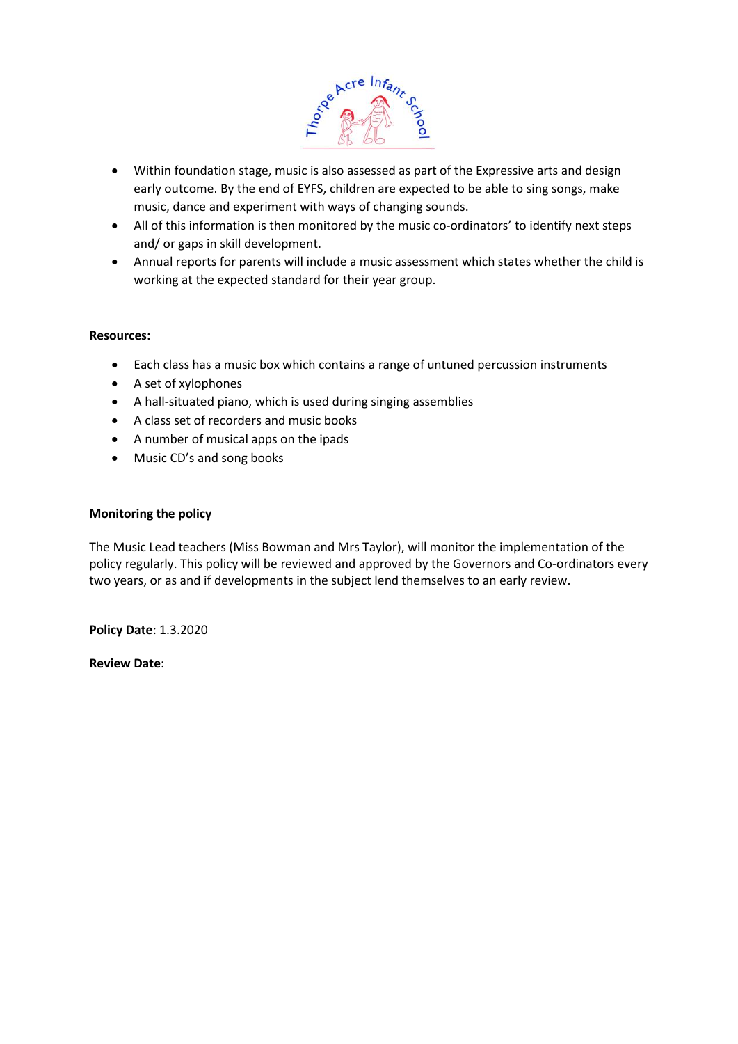- Within foundation stage, music is also assessed as part of the Expressive arts and design early outcome. By the end of EYFS, children are expected to be able to sing songs, make music, dance and experiment with ways of changing sounds.
- All of this information is then monitored by the music co-ordinators' to identify next steps and/ or gaps in skill development.
- Annual reports for parents will include a music assessment which states whether the child is working at the expected standard for their year group.

**Resources:**

- Each class has a music box which contains a range of untuned percussion instruments
- A set of xylophones
- A hall-situated piano, which is used during singing assemblies
- A class set of recorders and music books
- A number of musical apps on the ipads
- Music CD's and song books

**Monitoring the policy**

The Music Lead teachers (Miss Bowman and Mrs Taylor), will monitor the implementation of the policy regularly. This policy will be reviewed and approved by the Governors and Co-ordinators every two years, or as and if developments in the subject lend themselves to an early review.

**Policy Date**: 1.3.2020

**Review Date**: